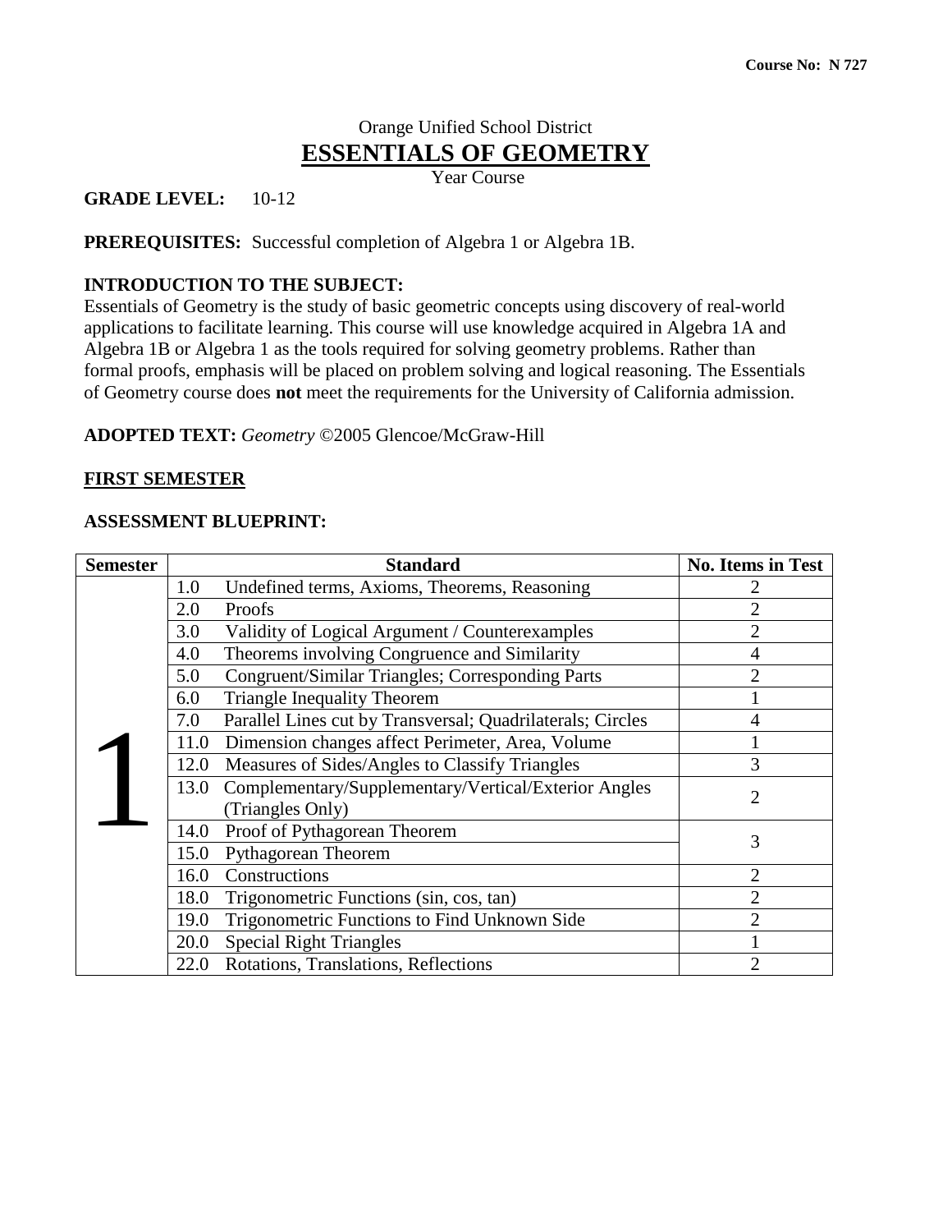Course No: N 727

Orange Unified School District

# ESSENTIALS OF GEOMETRY

Year Course

**GRADE LEVEL:** 10-12

**PREREQUISITES:** Successful completion of Algebra 1 or Algebra 1B.

**INTRODUCTION TO THE SUBJECT:**
Essentials of Geometry is the study of basic geometric concepts using discovery of real-world applications to facilitate learning. This course will use knowledge acquired in Algebra 1A and Algebra 1B or Algebra 1 as the tools required for solving geometry problems. Rather than formal proofs, emphasis will be placed on problem solving and logical reasoning. The Essentials of Geometry course does **not** meet the requirements for the University of California admission.

**ADOPTED TEXT:** *Geometry* ©2005 Glencoe/McGraw-Hill

## FIRST SEMESTER

**ASSESSMENT BLUEPRINT:**

| Semester | Standard | No. Items in Test |
|---|---|---|
| 1 | 1.0 Undefined terms, Axioms, Theorems, Reasoning | 2 |
| | 2.0 Proofs | 2 |
| | 3.0 Validity of Logical Argument / Counterexamples | 2 |
| | 4.0 Theorems involving Congruence and Similarity | 4 |
| | 5.0 Congruent/Similar Triangles; Corresponding Parts | 2 |
| | 6.0 Triangle Inequality Theorem | 1 |
| | 7.0 Parallel Lines cut by Transversal; Quadrilaterals; Circles | 4 |
| | 11.0 Dimension changes affect Perimeter, Area, Volume | 1 |
| | 12.0 Measures of Sides/Angles to Classify Triangles | 3 |
| | 13.0 Complementary/Supplementary/Vertical/Exterior Angles (Triangles Only) | 2 |
| | 14.0 Proof of Pythagorean Theorem | 3 |
| | 15.0 Pythagorean Theorem | |
| | 16.0 Constructions | 2 |
| | 18.0 Trigonometric Functions (sin, cos, tan) | 2 |
| | 19.0 Trigonometric Functions to Find Unknown Side | 2 |
| | 20.0 Special Right Triangles | 1 |
| | 22.0 Rotations, Translations, Reflections | 2 |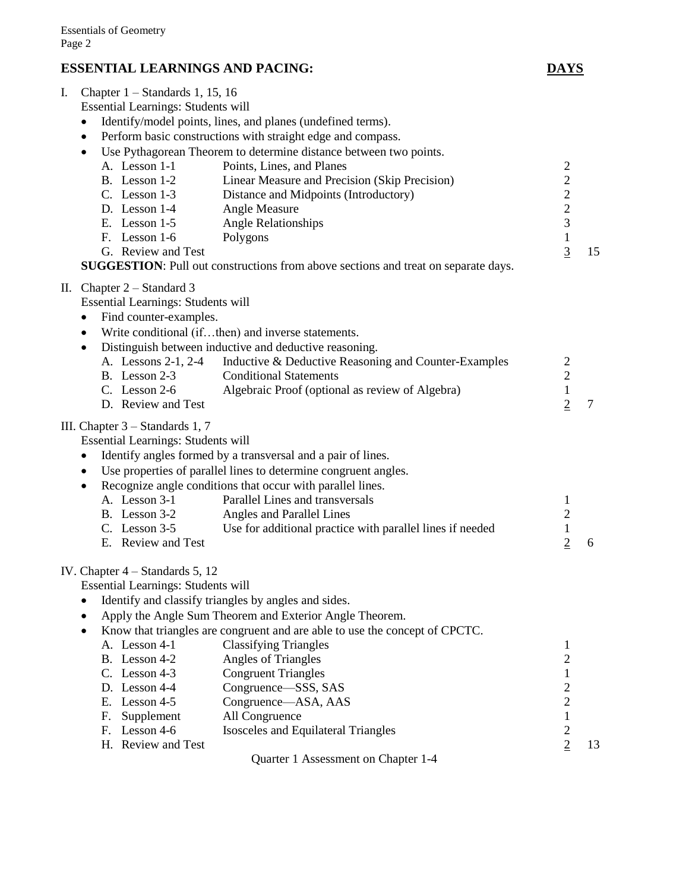## ESSENTIAL LEARNINGS AND PACING: **DAYS**

I. Chapter 1 – Standards 1, 15, 16

Essential Learnings: Students will

- Identify/model points, lines, and planes (undefined terms).
- Perform basic constructions with straight edge and compass.
- Use Pythagorean Theorem to determine distance between two points.

| | | | Days | Total |
|---|---|---|---|---|
| A. | Lesson 1-1 | Points, Lines, and Planes | 2 | |
| B. | Lesson 1-2 | Linear Measure and Precision (Skip Precision) | 2 | |
| C. | Lesson 1-3 | Distance and Midpoints (Introductory) | 2 | |
| D. | Lesson 1-4 | Angle Measure | 2 | |
| E. | Lesson 1-5 | Angle Relationships | 3 | |
| F. | Lesson 1-6 | Polygons | 1 | |
| G. | Review and Test | | 3 | 15 |

**SUGGESTION**: Pull out constructions from above sections and treat on separate days.

II. Chapter 2 – Standard 3

Essential Learnings: Students will

- Find counter-examples.
- Write conditional (if…then) and inverse statements.
- Distinguish between inductive and deductive reasoning.

| | | | Days | Total |
|---|---|---|---|---|
| A. | Lessons 2-1, 2-4 | Inductive & Deductive Reasoning and Counter-Examples | 2 | |
| B. | Lesson 2-3 | Conditional Statements | 2 | |
| C. | Lesson 2-6 | Algebraic Proof (optional as review of Algebra) | 1 | |
| D. | Review and Test | | 2 | 7 |

III. Chapter 3 – Standards 1, 7

Essential Learnings: Students will

- Identify angles formed by a transversal and a pair of lines.
- Use properties of parallel lines to determine congruent angles.
- Recognize angle conditions that occur with parallel lines.

| | | | Days | Total |
|---|---|---|---|---|
| A. | Lesson 3-1 | Parallel Lines and transversals | 1 | |
| B. | Lesson 3-2 | Angles and Parallel Lines | 2 | |
| C. | Lesson 3-5 | Use for additional practice with parallel lines if needed | 1 | |
| E. | Review and Test | | 2 | 6 |

IV. Chapter 4 – Standards 5, 12

Essential Learnings: Students will

- Identify and classify triangles by angles and sides.
- Apply the Angle Sum Theorem and Exterior Angle Theorem.
- Know that triangles are congruent and are able to use the concept of CPCTC.

| | | | Days | Total |
|---|---|---|---|---|
| A. | Lesson 4-1 | Classifying Triangles | 1 | |
| B. | Lesson 4-2 | Angles of Triangles | 2 | |
| C. | Lesson 4-3 | Congruent Triangles | 1 | |
| D. | Lesson 4-4 | Congruence—SSS, SAS | 2 | |
| E. | Lesson 4-5 | Congruence—ASA, AAS | 2 | |
| F. | Supplement | All Congruence | 1 | |
| F. | Lesson 4-6 | Isosceles and Equilateral Triangles | 2 | |
| H. | Review and Test | | 2 | 13 |

Quarter 1 Assessment on Chapter 1-4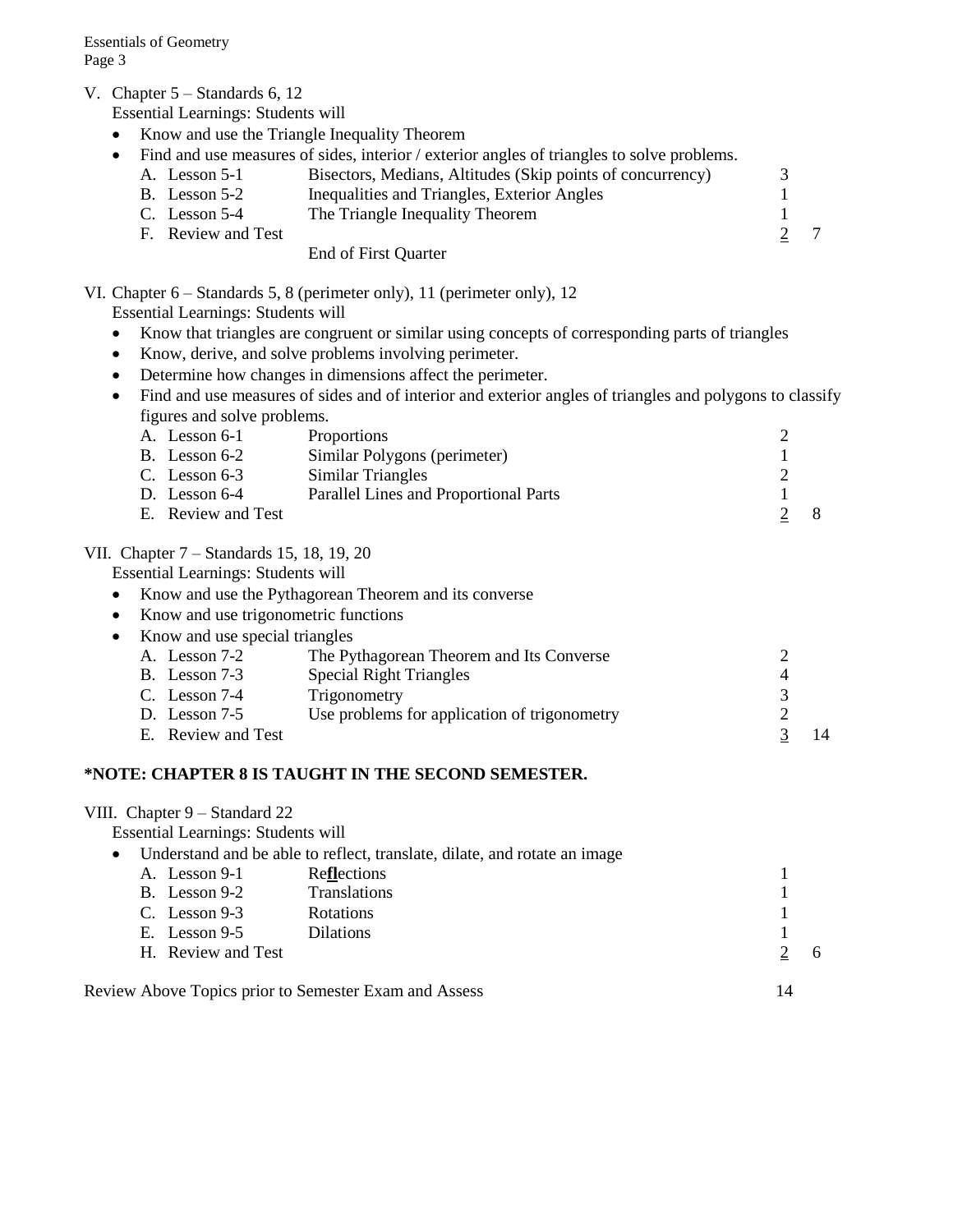V. Chapter 5 – Standards 6, 12

Essential Learnings: Students will

- Know and use the Triangle Inequality Theorem
- Find and use measures of sides, interior / exterior angles of triangles to solve problems.

| | | | | |
|---|---|---|---|---|
| A. Lesson 5-1 | Bisectors, Medians, Altitudes (Skip points of concurrency) | 3 | |
| B. Lesson 5-2 | Inequalities and Triangles, Exterior Angles | 1 | |
| C. Lesson 5-4 | The Triangle Inequality Theorem | 1 | |
| F. Review and Test | | 2 | 7 |

End of First Quarter

VI. Chapter 6 – Standards 5, 8 (perimeter only), 11 (perimeter only), 12

Essential Learnings: Students will

- Know that triangles are congruent or similar using concepts of corresponding parts of triangles
- Know, derive, and solve problems involving perimeter.
- Determine how changes in dimensions affect the perimeter.
- Find and use measures of sides and of interior and exterior angles of triangles and polygons to classify figures and solve problems.

| | | | |
|---|---|---|---|
| A. Lesson 6-1 | Proportions | 2 | |
| B. Lesson 6-2 | Similar Polygons (perimeter) | 1 | |
| C. Lesson 6-3 | Similar Triangles | 2 | |
| D. Lesson 6-4 | Parallel Lines and Proportional Parts | 1 | |
| E. Review and Test | | 2 | 8 |

VII. Chapter 7 – Standards 15, 18, 19, 20

Essential Learnings: Students will

- Know and use the Pythagorean Theorem and its converse
- Know and use trigonometric functions
- Know and use special triangles

| | | | |
|---|---|---|---|
| A. Lesson 7-2 | The Pythagorean Theorem and Its Converse | 2 | |
| B. Lesson 7-3 | Special Right Triangles | 4 | |
| C. Lesson 7-4 | Trigonometry | 3 | |
| D. Lesson 7-5 | Use problems for application of trigonometry | 2 | |
| E. Review and Test | | 3 | 14 |

**\*NOTE: CHAPTER 8 IS TAUGHT IN THE SECOND SEMESTER.**

VIII. Chapter 9 – Standard 22

Essential Learnings: Students will

- Understand and be able to reflect, translate, dilate, and rotate an image

| | | | |
|---|---|---|---|
| A. Lesson 9-1 | Re**fl**ections | 1 | |
| B. Lesson 9-2 | Translations | 1 | |
| C. Lesson 9-3 | Rotations | 1 | |
| E. Lesson 9-5 | Dilations | 1 | |
| H. Review and Test | | 2 | 6 |

Review Above Topics prior to Semester Exam and Assess 14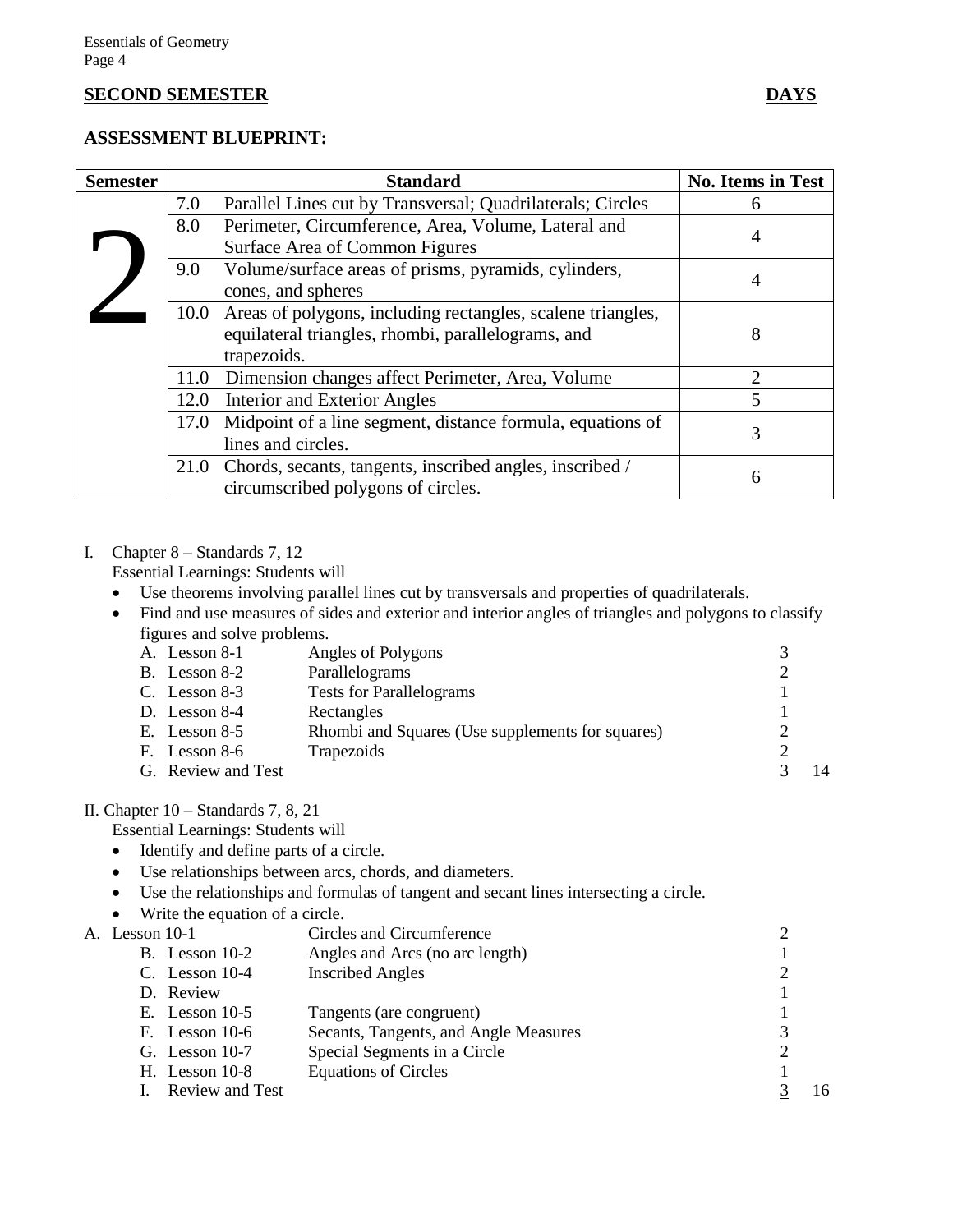**SECOND SEMESTER** **DAYS**

**ASSESSMENT BLUEPRINT:**

| Semester | Standard | No. Items in Test |
|---|---|---|
| 2 | 7.0 Parallel Lines cut by Transversal; Quadrilaterals; Circles | 6 |
| | 8.0 Perimeter, Circumference, Area, Volume, Lateral and Surface Area of Common Figures | 4 |
| | 9.0 Volume/surface areas of prisms, pyramids, cylinders, cones, and spheres | 4 |
| | 10.0 Areas of polygons, including rectangles, scalene triangles, equilateral triangles, rhombi, parallelograms, and trapezoids. | 8 |
| | 11.0 Dimension changes affect Perimeter, Area, Volume | 2 |
| | 12.0 Interior and Exterior Angles | 5 |
| | 17.0 Midpoint of a line segment, distance formula, equations of lines and circles. | 3 |
| | 21.0 Chords, secants, tangents, inscribed angles, inscribed / circumscribed polygons of circles. | 6 |

I. Chapter 8 – Standards 7, 12

Essential Learnings: Students will

- Use theorems involving parallel lines cut by transversals and properties of quadrilaterals.
- Find and use measures of sides and exterior and interior angles of triangles and polygons to classify figures and solve problems.

| | | | |
|---|---|---|---|
| A. Lesson 8-1 | Angles of Polygons | 3 | |
| B. Lesson 8-2 | Parallelograms | 2 | |
| C. Lesson 8-3 | Tests for Parallelograms | 1 | |
| D. Lesson 8-4 | Rectangles | 1 | |
| E. Lesson 8-5 | Rhombi and Squares (Use supplements for squares) | 2 | |
| F. Lesson 8-6 | Trapezoids | 2 | |
| G. Review and Test | | 3 | 14 |

II. Chapter 10 – Standards 7, 8, 21

Essential Learnings: Students will

- Identify and define parts of a circle.
- Use relationships between arcs, chords, and diameters.
- Use the relationships and formulas of tangent and secant lines intersecting a circle.
- Write the equation of a circle.

| | | | |
|---|---|---|---|
| A. Lesson 10-1 | Circles and Circumference | 2 | |
| B. Lesson 10-2 | Angles and Arcs (no arc length) | 1 | |
| C. Lesson 10-4 | Inscribed Angles | 2 | |
| D. Review | | 1 | |
| E. Lesson 10-5 | Tangents (are congruent) | 1 | |
| F. Lesson 10-6 | Secants, Tangents, and Angle Measures | 3 | |
| G. Lesson 10-7 | Special Segments in a Circle | 2 | |
| H. Lesson 10-8 | Equations of Circles | 1 | |
| I. Review and Test | | 3 | 16 |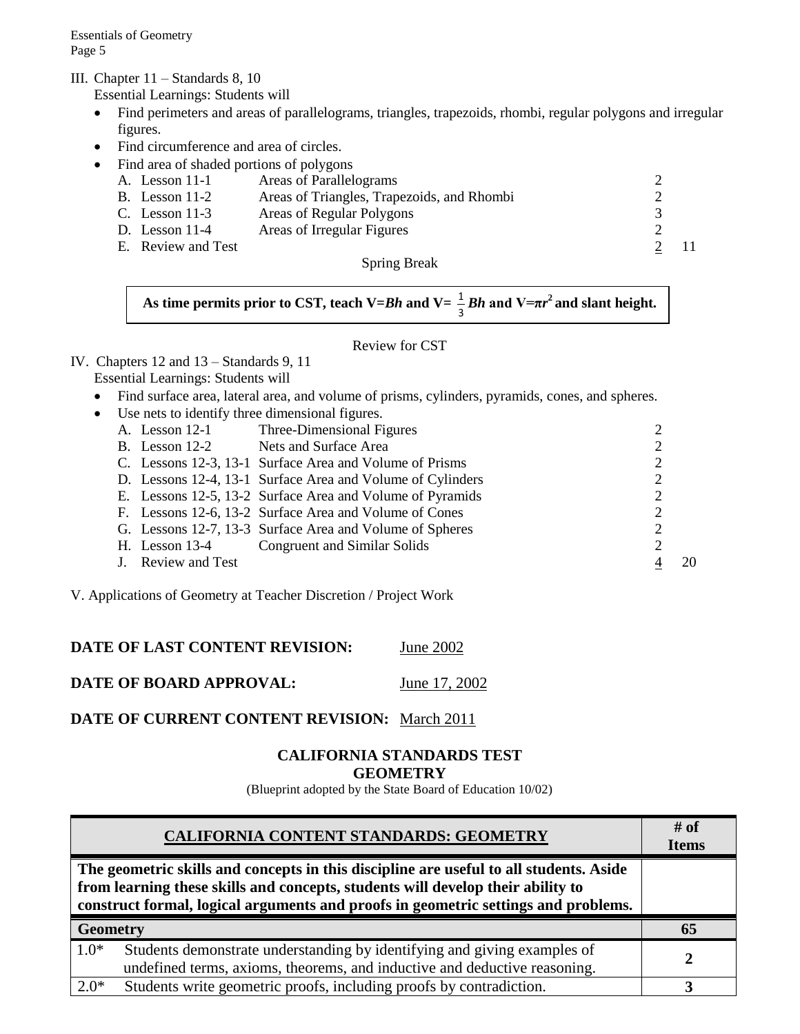III. Chapter 11 – Standards 8, 10

Essential Learnings: Students will

- Find perimeters and areas of parallelograms, triangles, trapezoids, rhombi, regular polygons and irregular figures.
- Find circumference and area of circles.
- Find area of shaded portions of polygons

| | | | | |
|---|---|---|---|---|
| A. | Lesson 11-1 | Areas of Parallelograms | 2 | |
| B. | Lesson 11-2 | Areas of Triangles, Trapezoids, and Rhombi | 2 | |
| C. | Lesson 11-3 | Areas of Regular Polygons | 3 | |
| D. | Lesson 11-4 | Areas of Irregular Figures | 2 | |
| E. | Review and Test | | 2 | 11 |

Spring Break

**As time permits prior to CST, teach V=*Bh* and V= $\frac{1}{3}$ *Bh* and V=$\pi r^2$ and slant height.**

Review for CST

IV. Chapters 12 and 13 – Standards 9, 11

Essential Learnings: Students will

- Find surface area, lateral area, and volume of prisms, cylinders, pyramids, cones, and spheres.
- Use nets to identify three dimensional figures.

| | | | | |
|---|---|---|---|---|
| A. | Lesson 12-1 | Three-Dimensional Figures | 2 | |
| B. | Lesson 12-2 | Nets and Surface Area | 2 | |
| C. | Lessons 12-3, 13-1 | Surface Area and Volume of Prisms | 2 | |
| D. | Lessons 12-4, 13-1 | Surface Area and Volume of Cylinders | 2 | |
| E. | Lessons 12-5, 13-2 | Surface Area and Volume of Pyramids | 2 | |
| F. | Lessons 12-6, 13-2 | Surface Area and Volume of Cones | 2 | |
| G. | Lessons 12-7, 13-3 | Surface Area and Volume of Spheres | 2 | |
| H. | Lesson 13-4 | Congruent and Similar Solids | 2 | |
| J. | Review and Test | | 4 | 20 |

V. Applications of Geometry at Teacher Discretion / Project Work

**DATE OF LAST CONTENT REVISION:** June 2002

**DATE OF BOARD APPROVAL:** June 17, 2002

**DATE OF CURRENT CONTENT REVISION:** March 2011

**CALIFORNIA STANDARDS TEST**
**GEOMETRY**
(Blueprint adopted by the State Board of Education 10/02)

| CALIFORNIA CONTENT STANDARDS: GEOMETRY | | # of Items |
|---|---|---|
| **The geometric skills and concepts in this discipline are useful to all students. Aside from learning these skills and concepts, students will develop their ability to construct formal, logical arguments and proofs in geometric settings and problems.** | | |
| **Geometry** | | **65** |
| 1.0* | Students demonstrate understanding by identifying and giving examples of undefined terms, axioms, theorems, and inductive and deductive reasoning. | **2** |
| 2.0* | Students write geometric proofs, including proofs by contradiction. | **3** |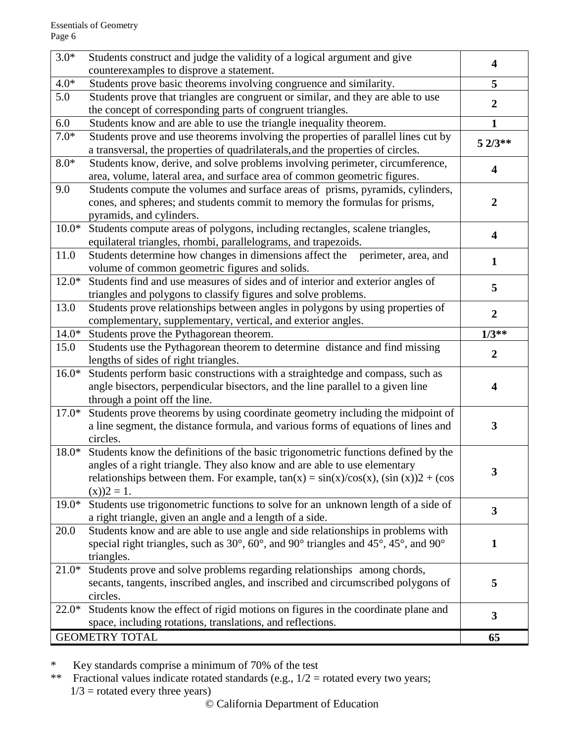| | | |
|---|---|---|
| 3.0* | Students construct and judge the validity of a logical argument and give counterexamples to disprove a statement. | **4** |
| 4.0* | Students prove basic theorems involving congruence and similarity. | **5** |
| 5.0 | Students prove that triangles are congruent or similar, and they are able to use the concept of corresponding parts of congruent triangles. | **2** |
| 6.0 | Students know and are able to use the triangle inequality theorem. | **1** |
| 7.0* | Students prove and use theorems involving the properties of parallel lines cut by a transversal, the properties of quadrilaterals, and the properties of circles. | **5 2/3**** |
| 8.0* | Students know, derive, and solve problems involving perimeter, circumference, area, volume, lateral area, and surface area of common geometric figures. | **4** |
| 9.0 | Students compute the volumes and surface areas of prisms, pyramids, cylinders, cones, and spheres; and students commit to memory the formulas for prisms, pyramids, and cylinders. | **2** |
| 10.0* | Students compute areas of polygons, including rectangles, scalene triangles, equilateral triangles, rhombi, parallelograms, and trapezoids. | **4** |
| 11.0 | Students determine how changes in dimensions affect the perimeter, area, and volume of common geometric figures and solids. | **1** |
| 12.0* | Students find and use measures of sides and of interior and exterior angles of triangles and polygons to classify figures and solve problems. | **5** |
| 13.0 | Students prove relationships between angles in polygons by using properties of complementary, supplementary, vertical, and exterior angles. | **2** |
| 14.0* | Students prove the Pythagorean theorem. | **1/3**** |
| 15.0 | Students use the Pythagorean theorem to determine distance and find missing lengths of sides of right triangles. | **2** |
| 16.0* | Students perform basic constructions with a straightedge and compass, such as angle bisectors, perpendicular bisectors, and the line parallel to a given line through a point off the line. | **4** |
| 17.0* | Students prove theorems by using coordinate geometry including the midpoint of a line segment, the distance formula, and various forms of equations of lines and circles. | **3** |
| 18.0* | Students know the definitions of the basic trigonometric functions defined by the angles of a right triangle. They also know and are able to use elementary relationships between them. For example, tan(x) = sin(x)/cos(x), (sin (x))2 + (cos (x))2 = 1. | **3** |
| 19.0* | Students use trigonometric functions to solve for an unknown length of a side of a right triangle, given an angle and a length of a side. | **3** |
| 20.0 | Students know and are able to use angle and side relationships in problems with special right triangles, such as 30°, 60°, and 90° triangles and 45°, 45°, and 90° triangles. | **1** |
| 21.0* | Students prove and solve problems regarding relationships among chords, secants, tangents, inscribed angles, and inscribed and circumscribed polygons of circles. | **5** |
| 22.0* | Students know the effect of rigid motions on figures in the coordinate plane and space, including rotations, translations, and reflections. | **3** |
| GEOMETRY TOTAL | | **65** |

\* Key standards comprise a minimum of 70% of the test

** Fractional values indicate rotated standards (e.g., 1/2 = rotated every two years; 1/3 = rotated every three years)

© California Department of Education